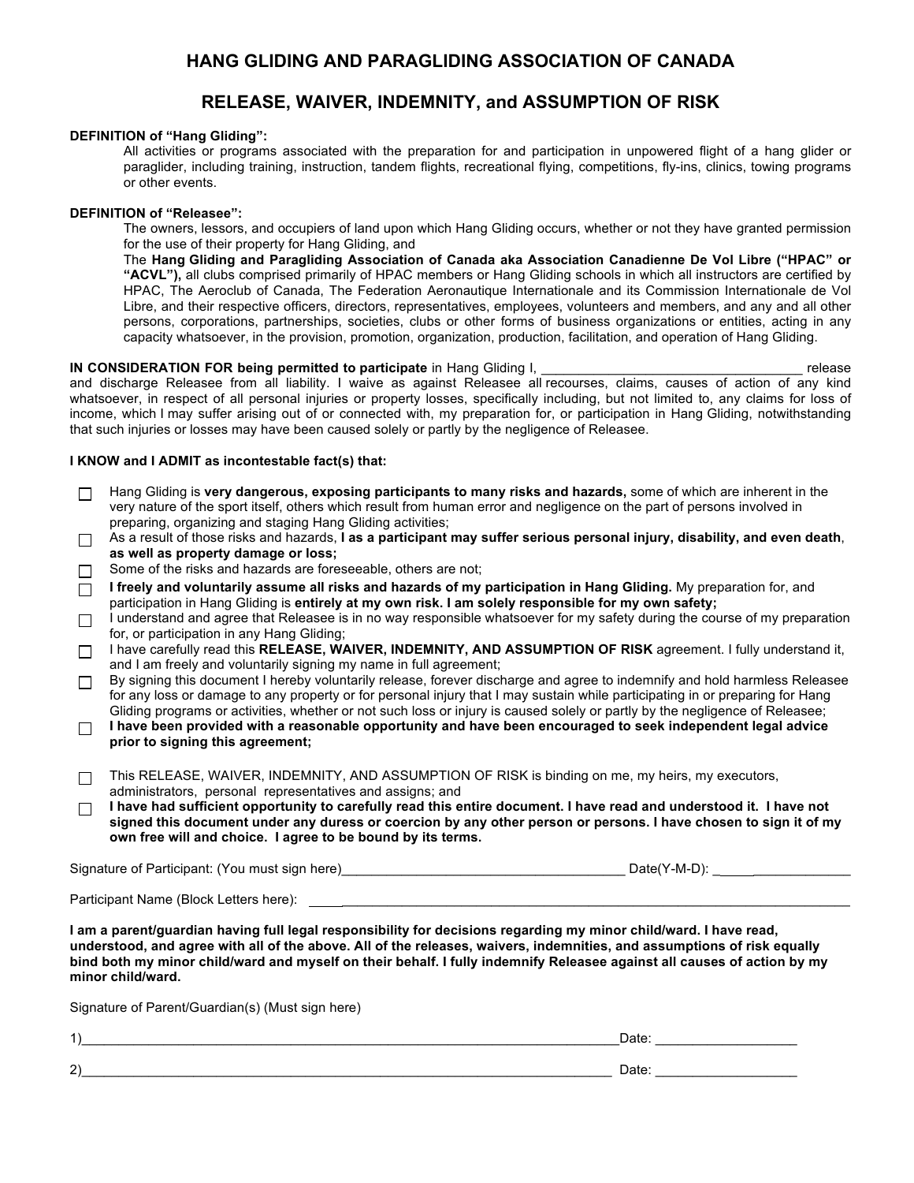# HANG GLIDING AND PARAGLIDING ASSOCIATION OF CANADA

## RELEASE, WAIVER, INDEMNITY, and ASSUMPTION OF RISK

**DEFINITION of "Hang Gliding":**

All activities or programs associated with the preparation for and participation in unpowered flight of a hang glider or paraglider, including training, instruction, tandem flights, recreational flying, competitions, fly-ins, clinics, towing programs or other events.

**DEFINITION of "Releasee":**

The owners, lessors, and occupiers of land upon which Hang Gliding occurs, whether or not they have granted permission for the use of their property for Hang Gliding, and

The **Hang Gliding and Paragliding Association of Canada aka Association Canadienne De Vol Libre ("HPAC" or "ACVL"),** all clubs comprised primarily of HPAC members or Hang Gliding schools in which all instructors are certified by HPAC, The Aeroclub of Canada, The Federation Aeronautique Internationale and its Commission Internationale de Vol Libre, and their respective officers, directors, representatives, employees, volunteers and members, and any and all other persons, corporations, partnerships, societies, clubs or other forms of business organizations or entities, acting in any capacity whatsoever, in the provision, promotion, organization, production, facilitation, and operation of Hang Gliding.

**IN CONSIDERATION FOR being permitted to participate** in Hang Gliding I, ____________________________________ release and discharge Releasee from all liability. I waive as against Releasee all recourses, claims, causes of action of any kind whatsoever, in respect of all personal injuries or property losses, specifically including, but not limited to, any claims for loss of income, which I may suffer arising out of or connected with, my preparation for, or participation in Hang Gliding, notwithstanding that such injuries or losses may have been caused solely or partly by the negligence of Releasee.

**I KNOW and I ADMIT as incontestable fact(s) that:**

- ☐ Hang Gliding is **very dangerous, exposing participants to many risks and hazards,** some of which are inherent in the very nature of the sport itself, others which result from human error and negligence on the part of persons involved in preparing, organizing and staging Hang Gliding activities;
- ☐ As a result of those risks and hazards, **I as a participant may suffer serious personal injury, disability, and even death**, **as well as property damage or loss;**
- ☐ Some of the risks and hazards are foreseeable, others are not;
- ☐ **I freely and voluntarily assume all risks and hazards of my participation in Hang Gliding.** My preparation for, and participation in Hang Gliding is **entirely at my own risk. I am solely responsible for my own safety;**
- ☐ I understand and agree that Releasee is in no way responsible whatsoever for my safety during the course of my preparation for, or participation in any Hang Gliding;
- ☐ I have carefully read this **RELEASE, WAIVER, INDEMNITY, AND ASSUMPTION OF RISK** agreement. I fully understand it, and I am freely and voluntarily signing my name in full agreement;
- ☐ By signing this document I hereby voluntarily release, forever discharge and agree to indemnify and hold harmless Releasee for any loss or damage to any property or for personal injury that I may sustain while participating in or preparing for Hang Gliding programs or activities, whether or not such loss or injury is caused solely or partly by the negligence of Releasee;
- ☐ **I have been provided with a reasonable opportunity and have been encouraged to seek independent legal advice prior to signing this agreement;**
- ☐ This RELEASE, WAIVER, INDEMNITY, AND ASSUMPTION OF RISK is binding on me, my heirs, my executors, administrators, personal representatives and assigns; and
- ☐ **I have had sufficient opportunity to carefully read this entire document. I have read and understood it. I have not signed this document under any duress or coercion by any other person or persons. I have chosen to sign it of my own free will and choice. I agree to be bound by its terms.**

Signature of Participant: (You must sign here)______________________________________ Date(Y-M-D): ________________

Participant Name (Block Letters here): ______________________________________________________________

**I am a parent/guardian having full legal responsibility for decisions regarding my minor child/ward. I have read, understood, and agree with all of the above. All of the releases, waivers, indemnities, and assumptions of risk equally bind both my minor child/ward and myself on their behalf. I fully indemnify Releasee against all causes of action by my minor child/ward.**

Signature of Parent/Guardian(s) (Must sign here)

1)__________________________________________________________________________Date: ___________________

2)__________________________________________________________________________ Date: ___________________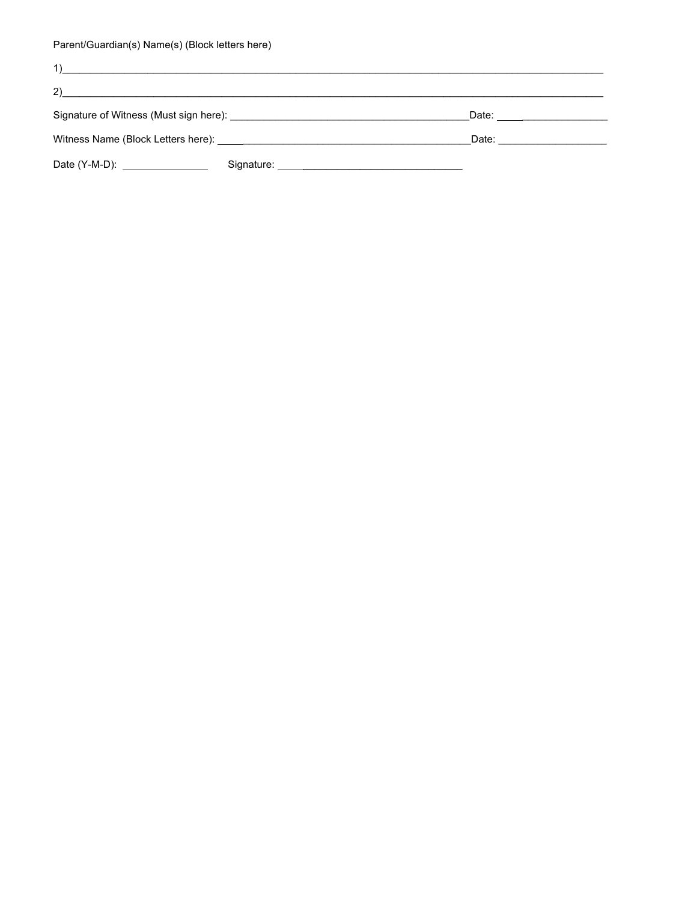Parent/Guardian(s) Name(s) (Block letters here)

1)_______________________________________________________________________________________________

2)_______________________________________________________________________________________________

Signature of Witness (Must sign here): ___________________________________________Date: _______________

Witness Name (Block Letters here): ___________________________________________Date: __________________

Date (Y-M-D): _______________ Signature: ______________________________